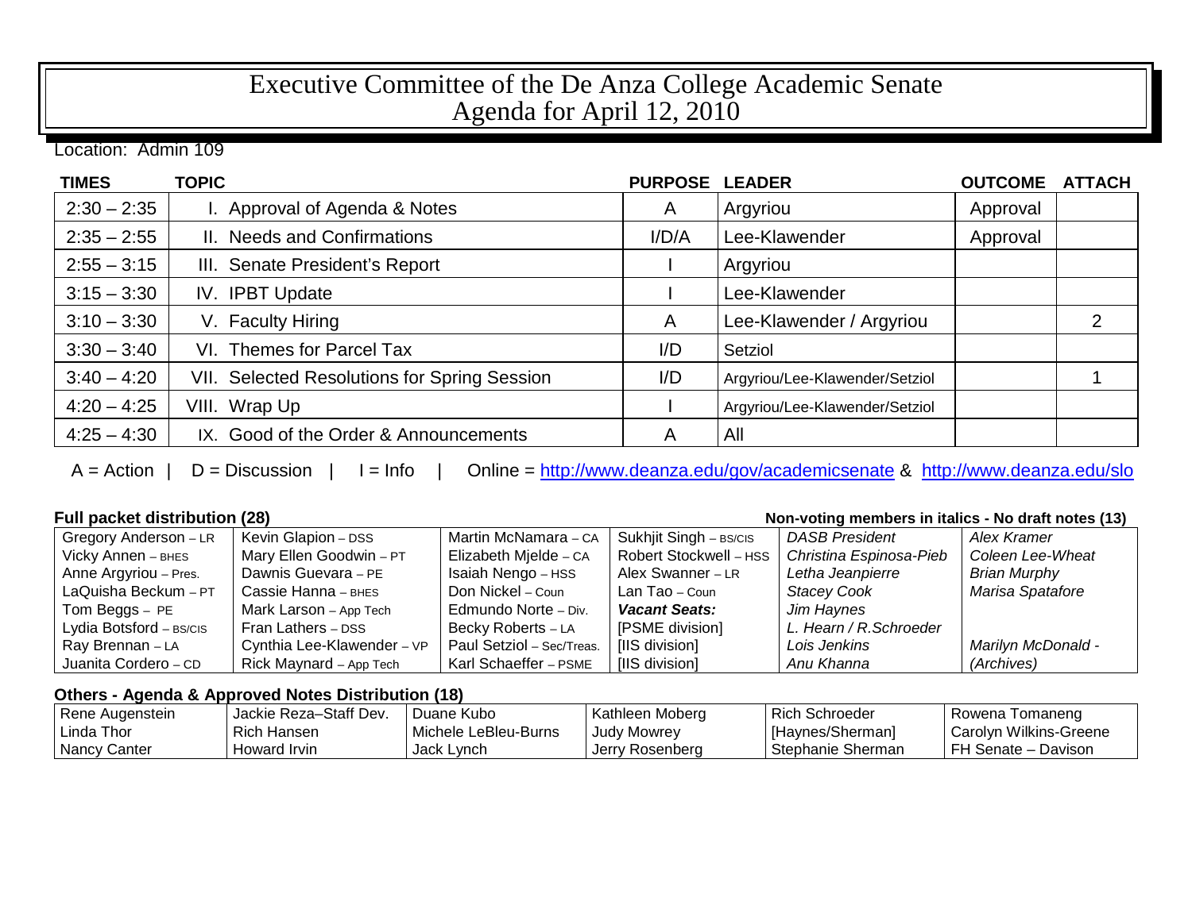# Executive Committee of the De Anza College Academic Senate
## Agenda for April 12, 2010

Location: Admin 109

| TIMES | TOPIC | PURPOSE | LEADER | OUTCOME | ATTACH |
|---|---|---|---|---|---|
| 2:30 – 2:35 | I. Approval of Agenda & Notes | A | Argyriou | Approval | |
| 2:35 – 2:55 | II. Needs and Confirmations | I/D/A | Lee-Klawender | Approval | |
| 2:55 – 3:15 | III. Senate President's Report | I | Argyriou | | |
| 3:15 – 3:30 | IV. IPBT Update | I | Lee-Klawender | | |
| 3:10 – 3:30 | V. Faculty Hiring | A | Lee-Klawender / Argyriou | | 2 |
| 3:30 – 3:40 | VI. Themes for Parcel Tax | I/D | Setziol | | |
| 3:40 – 4:20 | VII. Selected Resolutions for Spring Session | I/D | Argyriou/Lee-Klawender/Setziol | | 1 |
| 4:20 – 4:25 | VIII. Wrap Up | I | Argyriou/Lee-Klawender/Setziol | | |
| 4:25 – 4:30 | IX. Good of the Order & Announcements | A | All | | |

A = Action | D = Discussion | I = Info | Online = http://www.deanza.edu/gov/academicsenate & http://www.deanza.edu/slo

**Full packet distribution (28)** — **Non-voting members in italics - No draft notes (13)**

| | | | | | |
|---|---|---|---|---|---|
| Gregory Anderson – LR | Kevin Glapion – DSS | Martin McNamara – CA | Sukhjit Singh – BS/CIS | *DASB President* | *Alex Kramer* |
| Vicky Annen – BHES | Mary Ellen Goodwin – PT | Elizabeth Mjelde – CA | Robert Stockwell – HSS | *Christina Espinosa-Pieb* | *Coleen Lee-Wheat* |
| Anne Argyriou – Pres. | Dawnis Guevara – PE | Isaiah Nengo – HSS | Alex Swanner – LR | *Letha Jeanpierre* | *Brian Murphy* |
| LaQuisha Beckum – PT | Cassie Hanna – BHES | Don Nickel – Coun | Lan Tao – Coun | *Stacey Cook* | *Marisa Spatafore* |
| Tom Beggs – PE | Mark Larson – App Tech | Edmundo Norte – Div. | ***Vacant Seats:*** | *Jim Haynes* | |
| Lydia Botsford – BS/CIS | Fran Lathers – DSS | Becky Roberts – LA | [PSME division] | *L. Hearn / R.Schroeder* | |
| Ray Brennan – LA | Cynthia Lee-Klawender – VP | Paul Setziol – Sec/Treas. | [IIS division] | *Lois Jenkins* | *Marilyn McDonald -* |
| Juanita Cordero – CD | Rick Maynard – App Tech | Karl Schaeffer – PSME | [IIS division] | *Anu Khanna* | *(Archives)* |

**Others - Agenda & Approved Notes Distribution (18)**

| | | | | | |
|---|---|---|---|---|---|
| Rene Augenstein | Jackie Reza–Staff Dev. | Duane Kubo | Kathleen Moberg | Rich Schroeder | Rowena Tomaneng |
| Linda Thor | Rich Hansen | Michele LeBleu-Burns | Judy Mowrey | [Haynes/Sherman] | Carolyn Wilkins-Greene |
| Nancy Canter | Howard Irvin | Jack Lynch | Jerry Rosenberg | Stephanie Sherman | FH Senate – Davison |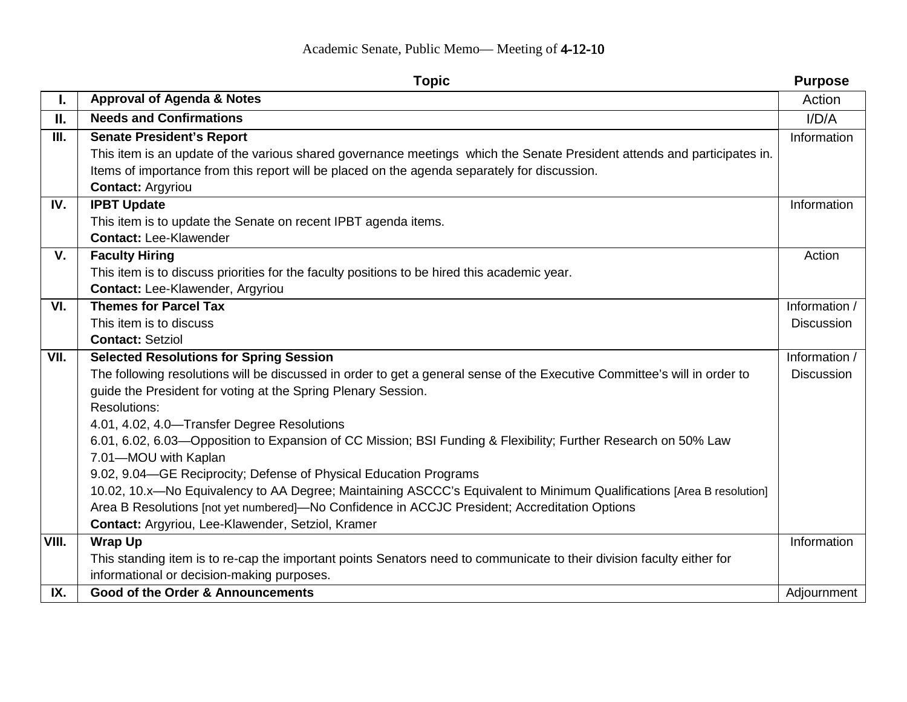Academic Senate, Public Memo— Meeting of 4-12-10

| | Topic | Purpose |
|---|---|---|
| I. | **Approval of Agenda & Notes** | Action |
| II. | **Needs and Confirmations** | I/D/A |
| III. | **Senate President's Report**<br>This item is an update of the various shared governance meetings which the Senate President attends and participates in. Items of importance from this report will be placed on the agenda separately for discussion.<br>**Contact:** Argyriou | Information |
| IV. | **IPBT Update**<br>This item is to update the Senate on recent IPBT agenda items.<br>**Contact:** Lee-Klawender | Information |
| V. | **Faculty Hiring**<br>This item is to discuss priorities for the faculty positions to be hired this academic year.<br>**Contact:** Lee-Klawender, Argyriou | Action |
| VI. | **Themes for Parcel Tax**<br>This item is to discuss<br>**Contact:** Setziol | Information / Discussion |
| VII. | **Selected Resolutions for Spring Session**<br>The following resolutions will be discussed in order to get a general sense of the Executive Committee's will in order to guide the President for voting at the Spring Plenary Session.<br>Resolutions:<br>4.01, 4.02, 4.0—Transfer Degree Resolutions<br>6.01, 6.02, 6.03—Opposition to Expansion of CC Mission; BSI Funding & Flexibility; Further Research on 50% Law<br>7.01—MOU with Kaplan<br>9.02, 9.04—GE Reciprocity; Defense of Physical Education Programs<br>10.02, 10.x—No Equivalency to AA Degree; Maintaining ASCCC's Equivalent to Minimum Qualifications [Area B resolution]<br>Area B Resolutions [not yet numbered]—No Confidence in ACCJC President; Accreditation Options<br>**Contact:** Argyriou, Lee-Klawender, Setziol, Kramer | Information / Discussion |
| VIII. | **Wrap Up**<br>This standing item is to re-cap the important points Senators need to communicate to their division faculty either for informational or decision-making purposes. | Information |
| IX. | **Good of the Order & Announcements** | Adjournment |